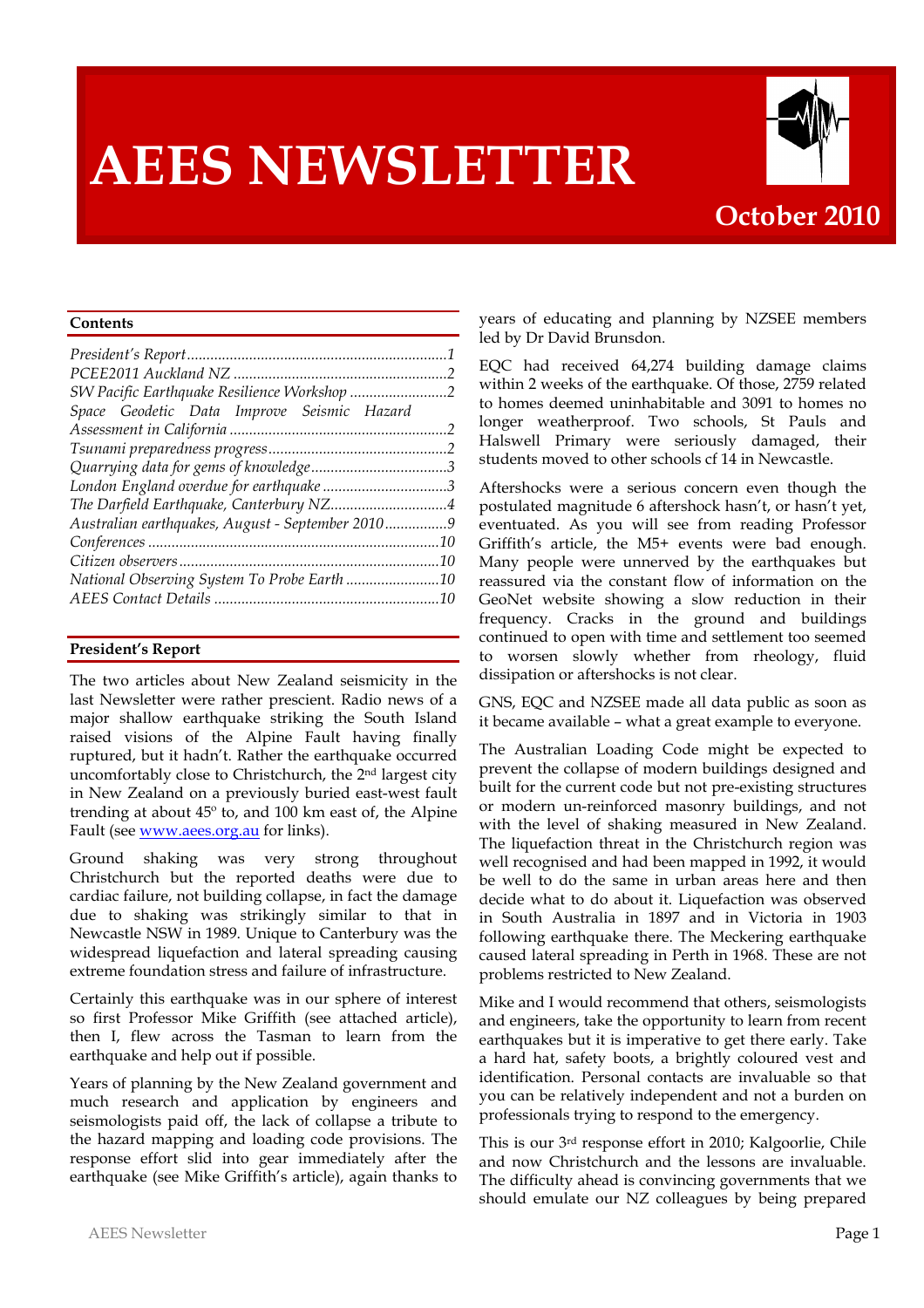# AEES NEWSLETTER

**October 2010**

## Contents

- *President's Report* ... 1
- *PCEE2011 Auckland NZ* ... 2
- *SW Pacific Earthquake Resilience Workshop* ... 2
- *Space Geodetic Data Improve Seismic Hazard Assessment in California* ... 2
- *Tsunami preparedness progress* ... 2
- *Quarrying data for gems of knowledge* ... 3
- *London England overdue for earthquake* ... 3
- *The Darfield Earthquake, Canterbury NZ* ... 4
- *Australian earthquakes, August - September 2010* ... 9
- *Conferences* ... 10
- *Citizen observers* ... 10
- *National Observing System To Probe Earth* ... 10
- *AEES Contact Details* ... 10

## President's Report

The two articles about New Zealand seismicity in the last Newsletter were rather prescient. Radio news of a major shallow earthquake striking the South Island raised visions of the Alpine Fault having finally ruptured, but it hadn't. Rather the earthquake occurred uncomfortably close to Christchurch, the 2nd largest city in New Zealand on a previously buried east-west fault trending at about 45° to, and 100 km east of, the Alpine Fault (see www.aees.org.au for links).

Ground shaking was very strong throughout Christchurch but the reported deaths were due to cardiac failure, not building collapse, in fact the damage due to shaking was strikingly similar to that in Newcastle NSW in 1989. Unique to Canterbury was the widespread liquefaction and lateral spreading causing extreme foundation stress and failure of infrastructure.

Certainly this earthquake was in our sphere of interest so first Professor Mike Griffith (see attached article), then I, flew across the Tasman to learn from the earthquake and help out if possible.

Years of planning by the New Zealand government and much research and application by engineers and seismologists paid off, the lack of collapse a tribute to the hazard mapping and loading code provisions. The response effort slid into gear immediately after the earthquake (see Mike Griffith's article), again thanks to years of educating and planning by NZSEE members led by Dr David Brunsdon.

EQC had received 64,274 building damage claims within 2 weeks of the earthquake. Of those, 2759 related to homes deemed uninhabitable and 3091 to homes no longer weatherproof. Two schools, St Pauls and Halswell Primary were seriously damaged, their students moved to other schools cf 14 in Newcastle.

Aftershocks were a serious concern even though the postulated magnitude 6 aftershock hasn't, or hasn't yet, eventuated. As you will see from reading Professor Griffith's article, the M5+ events were bad enough. Many people were unnerved by the earthquakes but reassured via the constant flow of information on the GeoNet website showing a slow reduction in their frequency. Cracks in the ground and buildings continued to open with time and settlement too seemed to worsen slowly whether from rheology, fluid dissipation or aftershocks is not clear.

GNS, EQC and NZSEE made all data public as soon as it became available – what a great example to everyone.

The Australian Loading Code might be expected to prevent the collapse of modern buildings designed and built for the current code but not pre-existing structures or modern un-reinforced masonry buildings, and not with the level of shaking measured in New Zealand. The liquefaction threat in the Christchurch region was well recognised and had been mapped in 1992, it would be well to do the same in urban areas here and then decide what to do about it. Liquefaction was observed in South Australia in 1897 and in Victoria in 1903 following earthquake there. The Meckering earthquake caused lateral spreading in Perth in 1968. These are not problems restricted to New Zealand.

Mike and I would recommend that others, seismologists and engineers, take the opportunity to learn from recent earthquakes but it is imperative to get there early. Take a hard hat, safety boots, a brightly coloured vest and identification. Personal contacts are invaluable so that you can be relatively independent and not a burden on professionals trying to respond to the emergency.

This is our 3rd response effort in 2010; Kalgoorlie, Chile and now Christchurch and the lessons are invaluable. The difficulty ahead is convincing governments that we should emulate our NZ colleagues by being prepared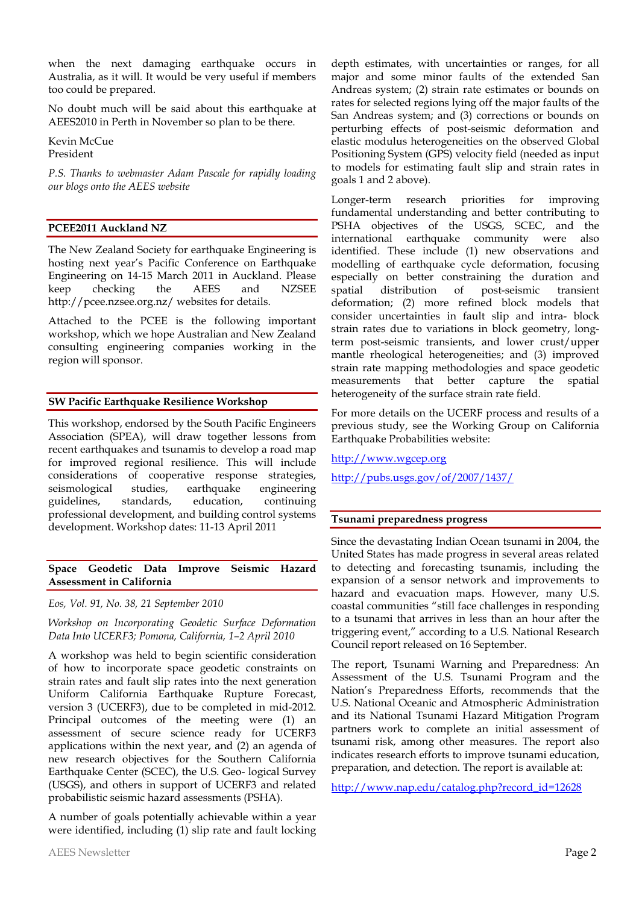when the next damaging earthquake occurs in Australia, as it will. It would be very useful if members too could be prepared.

No doubt much will be said about this earthquake at AEES2010 in Perth in November so plan to be there.

Kevin McCue
President

*P.S. Thanks to webmaster Adam Pascale for rapidly loading our blogs onto the AEES website*

## PCEE2011 Auckland NZ

The New Zealand Society for earthquake Engineering is hosting next year's Pacific Conference on Earthquake Engineering on 14-15 March 2011 in Auckland. Please keep checking the AEES and NZSEE http://pcee.nzsee.org.nz/ websites for details.

Attached to the PCEE is the following important workshop, which we hope Australian and New Zealand consulting engineering companies working in the region will sponsor.

## SW Pacific Earthquake Resilience Workshop

This workshop, endorsed by the South Pacific Engineers Association (SPEA), will draw together lessons from recent earthquakes and tsunamis to develop a road map for improved regional resilience. This will include considerations of cooperative response strategies, seismological studies, earthquake engineering guidelines, standards, education, continuing professional development, and building control systems development. Workshop dates: 11-13 April 2011

## Space Geodetic Data Improve Seismic Hazard Assessment in California

*Eos, Vol. 91, No. 38, 21 September 2010*

*Workshop on Incorporating Geodetic Surface Deformation Data Into UCERF3; Pomona, California, 1–2 April 2010*

A workshop was held to begin scientific consideration of how to incorporate space geodetic constraints on strain rates and fault slip rates into the next generation Uniform California Earthquake Rupture Forecast, version 3 (UCERF3), due to be completed in mid-2012. Principal outcomes of the meeting were (1) an assessment of secure science ready for UCERF3 applications within the next year, and (2) an agenda of new research objectives for the Southern California Earthquake Center (SCEC), the U.S. Geo- logical Survey (USGS), and others in support of UCERF3 and related probabilistic seismic hazard assessments (PSHA).

A number of goals potentially achievable within a year were identified, including (1) slip rate and fault locking depth estimates, with uncertainties or ranges, for all major and some minor faults of the extended San Andreas system; (2) strain rate estimates or bounds on rates for selected regions lying off the major faults of the San Andreas system; and (3) corrections or bounds on perturbing effects of post-seismic deformation and elastic modulus heterogeneities on the observed Global Positioning System (GPS) velocity field (needed as input to models for estimating fault slip and strain rates in goals 1 and 2 above).

Longer-term research priorities for improving fundamental understanding and better contributing to PSHA objectives of the USGS, SCEC, and the international earthquake community were also identified. These include (1) new observations and modelling of earthquake cycle deformation, focusing especially on better constraining the duration and spatial distribution of post-seismic transient deformation; (2) more refined block models that consider uncertainties in fault slip and intra- block strain rates due to variations in block geometry, long-term post-seismic transients, and lower crust/upper mantle rheological heterogeneities; and (3) improved strain rate mapping methodologies and space geodetic measurements that better capture the spatial heterogeneity of the surface strain rate field.

For more details on the UCERF process and results of a previous study, see the Working Group on California Earthquake Probabilities website:

http://www.wgcep.org

http://pubs.usgs.gov/of/2007/1437/

## Tsunami preparedness progress

Since the devastating Indian Ocean tsunami in 2004, the United States has made progress in several areas related to detecting and forecasting tsunamis, including the expansion of a sensor network and improvements to hazard and evacuation maps. However, many U.S. coastal communities "still face challenges in responding to a tsunami that arrives in less than an hour after the triggering event," according to a U.S. National Research Council report released on 16 September.

The report, Tsunami Warning and Preparedness: An Assessment of the U.S. Tsunami Program and the Nation's Preparedness Efforts, recommends that the U.S. National Oceanic and Atmospheric Administration and its National Tsunami Hazard Mitigation Program partners work to complete an initial assessment of tsunami risk, among other measures. The report also indicates research efforts to improve tsunami education, preparation, and detection. The report is available at:

http://www.nap.edu/catalog.php?record_id=12628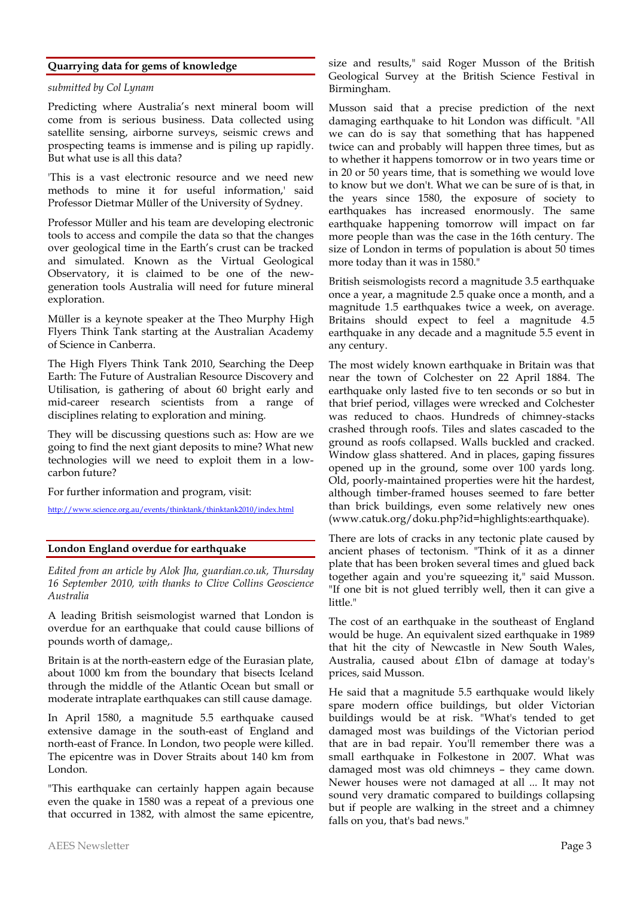## Quarrying data for gems of knowledge

*submitted by Col Lynam*

Predicting where Australia's next mineral boom will come from is serious business. Data collected using satellite sensing, airborne surveys, seismic crews and prospecting teams is immense and is piling up rapidly. But what use is all this data?

'This is a vast electronic resource and we need new methods to mine it for useful information,' said Professor Dietmar Müller of the University of Sydney.

Professor Müller and his team are developing electronic tools to access and compile the data so that the changes over geological time in the Earth's crust can be tracked and simulated. Known as the Virtual Geological Observatory, it is claimed to be one of the new-generation tools Australia will need for future mineral exploration.

Müller is a keynote speaker at the Theo Murphy High Flyers Think Tank starting at the Australian Academy of Science in Canberra.

The High Flyers Think Tank 2010, Searching the Deep Earth: The Future of Australian Resource Discovery and Utilisation, is gathering of about 60 bright early and mid-career research scientists from a range of disciplines relating to exploration and mining.

They will be discussing questions such as: How are we going to find the next giant deposits to mine? What new technologies will we need to exploit them in a low-carbon future?

For further information and program, visit:

http://www.science.org.au/events/thinktank/thinktank2010/index.html

## London England overdue for earthquake

*Edited from an article by Alok Jha, guardian.co.uk, Thursday 16 September 2010, with thanks to Clive Collins Geoscience Australia*

A leading British seismologist warned that London is overdue for an earthquake that could cause billions of pounds worth of damage,.

Britain is at the north-eastern edge of the Eurasian plate, about 1000 km from the boundary that bisects Iceland through the middle of the Atlantic Ocean but small or moderate intraplate earthquakes can still cause damage.

In April 1580, a magnitude 5.5 earthquake caused extensive damage in the south-east of England and north-east of France. In London, two people were killed. The epicentre was in Dover Straits about 140 km from London.

"This earthquake can certainly happen again because even the quake in 1580 was a repeat of a previous one that occurred in 1382, with almost the same epicentre, size and results," said Roger Musson of the British Geological Survey at the British Science Festival in Birmingham.

Musson said that a precise prediction of the next damaging earthquake to hit London was difficult. "All we can do is say that something that has happened twice can and probably will happen three times, but as to whether it happens tomorrow or in two years time or in 20 or 50 years time, that is something we would love to know but we don't. What we can be sure of is that, in the years since 1580, the exposure of society to earthquakes has increased enormously. The same earthquake happening tomorrow will impact on far more people than was the case in the 16th century. The size of London in terms of population is about 50 times more today than it was in 1580."

British seismologists record a magnitude 3.5 earthquake once a year, a magnitude 2.5 quake once a month, and a magnitude 1.5 earthquakes twice a week, on average. Britains should expect to feel a magnitude 4.5 earthquake in any decade and a magnitude 5.5 event in any century.

The most widely known earthquake in Britain was that near the town of Colchester on 22 April 1884. The earthquake only lasted five to ten seconds or so but in that brief period, villages were wrecked and Colchester was reduced to chaos. Hundreds of chimney-stacks crashed through roofs. Tiles and slates cascaded to the ground as roofs collapsed. Walls buckled and cracked. Window glass shattered. And in places, gaping fissures opened up in the ground, some over 100 yards long. Old, poorly-maintained properties were hit the hardest, although timber-framed houses seemed to fare better than brick buildings, even some relatively new ones (www.catuk.org/doku.php?id=highlights:earthquake).

There are lots of cracks in any tectonic plate caused by ancient phases of tectonism. "Think of it as a dinner plate that has been broken several times and glued back together again and you're squeezing it," said Musson. "If one bit is not glued terribly well, then it can give a little."

The cost of an earthquake in the southeast of England would be huge. An equivalent sized earthquake in 1989 that hit the city of Newcastle in New South Wales, Australia, caused about £1bn of damage at today's prices, said Musson.

He said that a magnitude 5.5 earthquake would likely spare modern office buildings, but older Victorian buildings would be at risk. "What's tended to get damaged most was buildings of the Victorian period that are in bad repair. You'll remember there was a small earthquake in Folkestone in 2007. What was damaged most was old chimneys – they came down. Newer houses were not damaged at all ... It may not sound very dramatic compared to buildings collapsing but if people are walking in the street and a chimney falls on you, that's bad news."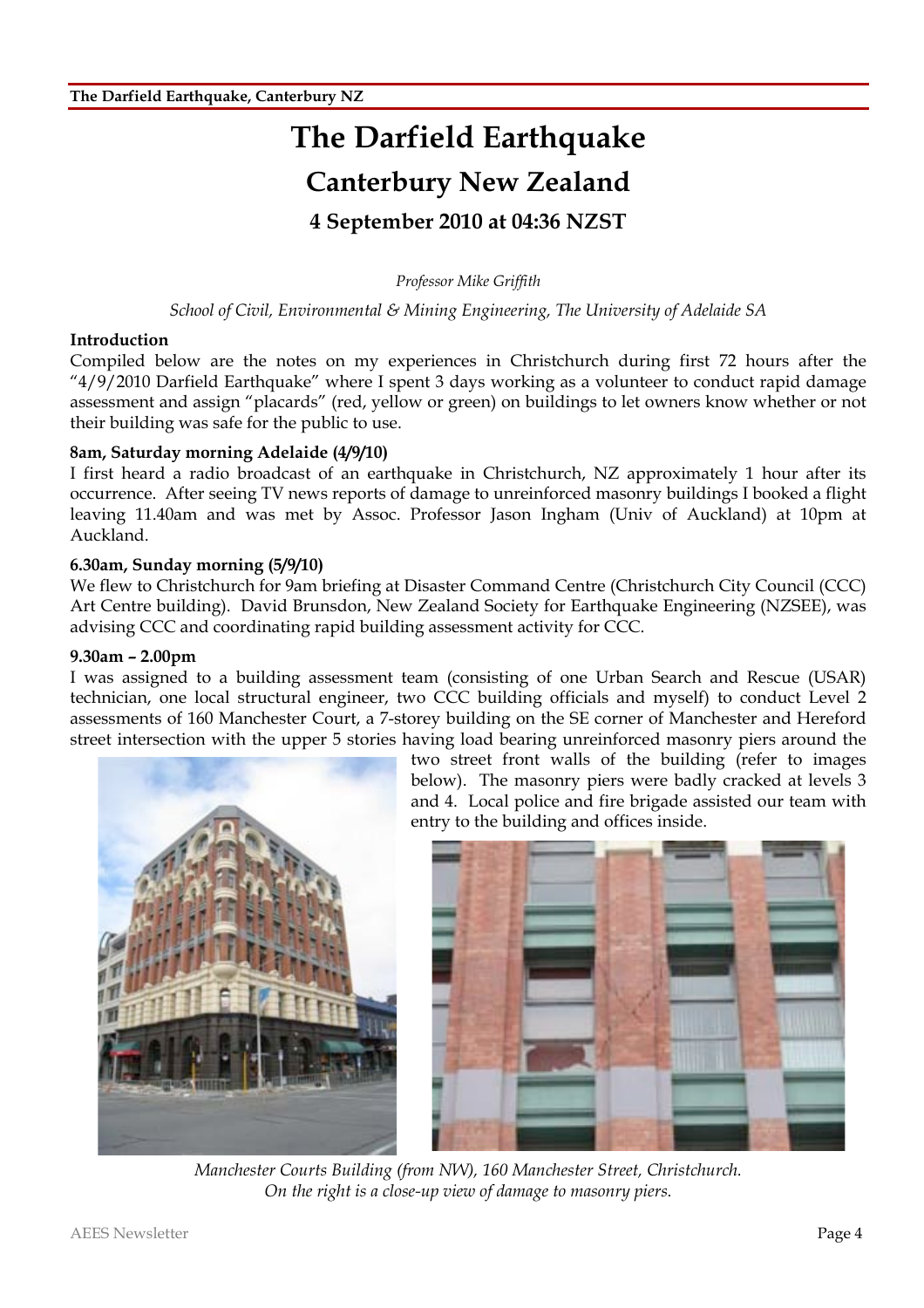# The Darfield Earthquake

## Canterbury New Zealand

### 4 September 2010 at 04:36 NZST

*Professor Mike Griffith*

*School of Civil, Environmental & Mining Engineering, The University of Adelaide SA*

**Introduction**

Compiled below are the notes on my experiences in Christchurch during first 72 hours after the "4/9/2010 Darfield Earthquake" where I spent 3 days working as a volunteer to conduct rapid damage assessment and assign "placards" (red, yellow or green) on buildings to let owners know whether or not their building was safe for the public to use.

**8am, Saturday morning Adelaide (4/9/10)**

I first heard a radio broadcast of an earthquake in Christchurch, NZ approximately 1 hour after its occurrence. After seeing TV news reports of damage to unreinforced masonry buildings I booked a flight leaving 11.40am and was met by Assoc. Professor Jason Ingham (Univ of Auckland) at 10pm at Auckland.

**6.30am, Sunday morning (5/9/10)**

We flew to Christchurch for 9am briefing at Disaster Command Centre (Christchurch City Council (CCC) Art Centre building). David Brunsdon, New Zealand Society for Earthquake Engineering (NZSEE), was advising CCC and coordinating rapid building assessment activity for CCC.

**9.30am – 2.00pm**

I was assigned to a building assessment team (consisting of one Urban Search and Rescue (USAR) technician, one local structural engineer, two CCC building officials and myself) to conduct Level 2 assessments of 160 Manchester Court, a 7-storey building on the SE corner of Manchester and Hereford street intersection with the upper 5 stories having load bearing unreinforced masonry piers around the two street front walls of the building (refer to images below). The masonry piers were badly cracked at levels 3 and 4. Local police and fire brigade assisted our team with entry to the building and offices inside.

*Manchester Courts Building (from NW), 160 Manchester Street, Christchurch.*
*On the right is a close-up view of damage to masonry piers.*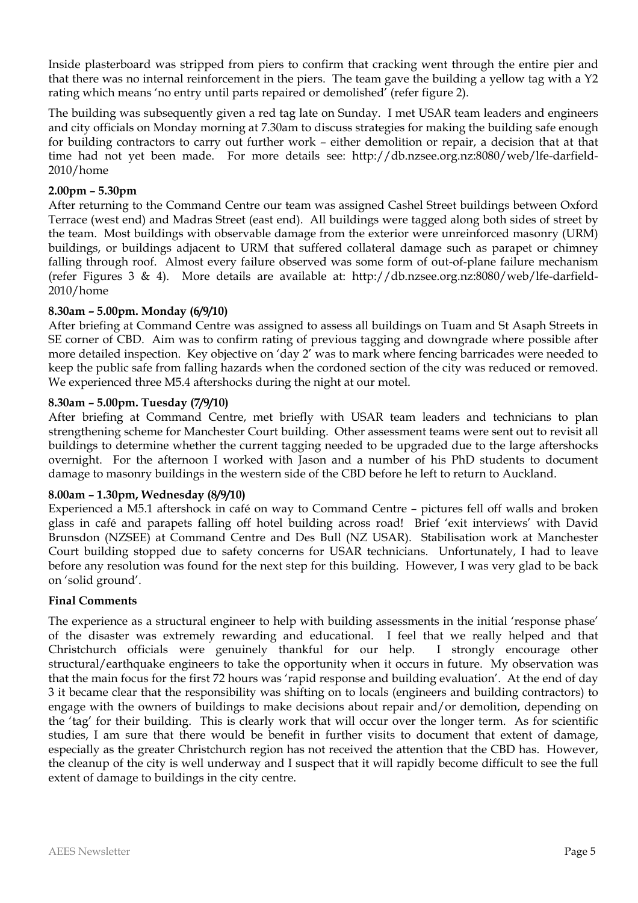Inside plasterboard was stripped from piers to confirm that cracking went through the entire pier and that there was no internal reinforcement in the piers. The team gave the building a yellow tag with a Y2 rating which means 'no entry until parts repaired or demolished' (refer figure 2).

The building was subsequently given a red tag late on Sunday. I met USAR team leaders and engineers and city officials on Monday morning at 7.30am to discuss strategies for making the building safe enough for building contractors to carry out further work – either demolition or repair, a decision that at that time had not yet been made. For more details see: http://db.nzsee.org.nz:8080/web/lfe-darfield-2010/home

**2.00pm – 5.30pm**

After returning to the Command Centre our team was assigned Cashel Street buildings between Oxford Terrace (west end) and Madras Street (east end). All buildings were tagged along both sides of street by the team. Most buildings with observable damage from the exterior were unreinforced masonry (URM) buildings, or buildings adjacent to URM that suffered collateral damage such as parapet or chimney falling through roof. Almost every failure observed was some form of out-of-plane failure mechanism (refer Figures 3 & 4). More details are available at: http://db.nzsee.org.nz:8080/web/lfe-darfield-2010/home

**8.30am – 5.00pm. Monday (6/9/10)**

After briefing at Command Centre was assigned to assess all buildings on Tuam and St Asaph Streets in SE corner of CBD. Aim was to confirm rating of previous tagging and downgrade where possible after more detailed inspection. Key objective on 'day 2' was to mark where fencing barricades were needed to keep the public safe from falling hazards when the cordoned section of the city was reduced or removed. We experienced three M5.4 aftershocks during the night at our motel.

**8.30am – 5.00pm. Tuesday (7/9/10)**

After briefing at Command Centre, met briefly with USAR team leaders and technicians to plan strengthening scheme for Manchester Court building. Other assessment teams were sent out to revisit all buildings to determine whether the current tagging needed to be upgraded due to the large aftershocks overnight. For the afternoon I worked with Jason and a number of his PhD students to document damage to masonry buildings in the western side of the CBD before he left to return to Auckland.

**8.00am – 1.30pm, Wednesday (8/9/10)**

Experienced a M5.1 aftershock in café on way to Command Centre – pictures fell off walls and broken glass in café and parapets falling off hotel building across road! Brief 'exit interviews' with David Brunsdon (NZSEE) at Command Centre and Des Bull (NZ USAR). Stabilisation work at Manchester Court building stopped due to safety concerns for USAR technicians. Unfortunately, I had to leave before any resolution was found for the next step for this building. However, I was very glad to be back on 'solid ground'.

**Final Comments**

The experience as a structural engineer to help with building assessments in the initial 'response phase' of the disaster was extremely rewarding and educational. I feel that we really helped and that Christchurch officials were genuinely thankful for our help. I strongly encourage other structural/earthquake engineers to take the opportunity when it occurs in future. My observation was that the main focus for the first 72 hours was 'rapid response and building evaluation'. At the end of day 3 it became clear that the responsibility was shifting on to locals (engineers and building contractors) to engage with the owners of buildings to make decisions about repair and/or demolition, depending on the 'tag' for their building. This is clearly work that will occur over the longer term. As for scientific studies, I am sure that there would be benefit in further visits to document that extent of damage, especially as the greater Christchurch region has not received the attention that the CBD has. However, the cleanup of the city is well underway and I suspect that it will rapidly become difficult to see the full extent of damage to buildings in the city centre.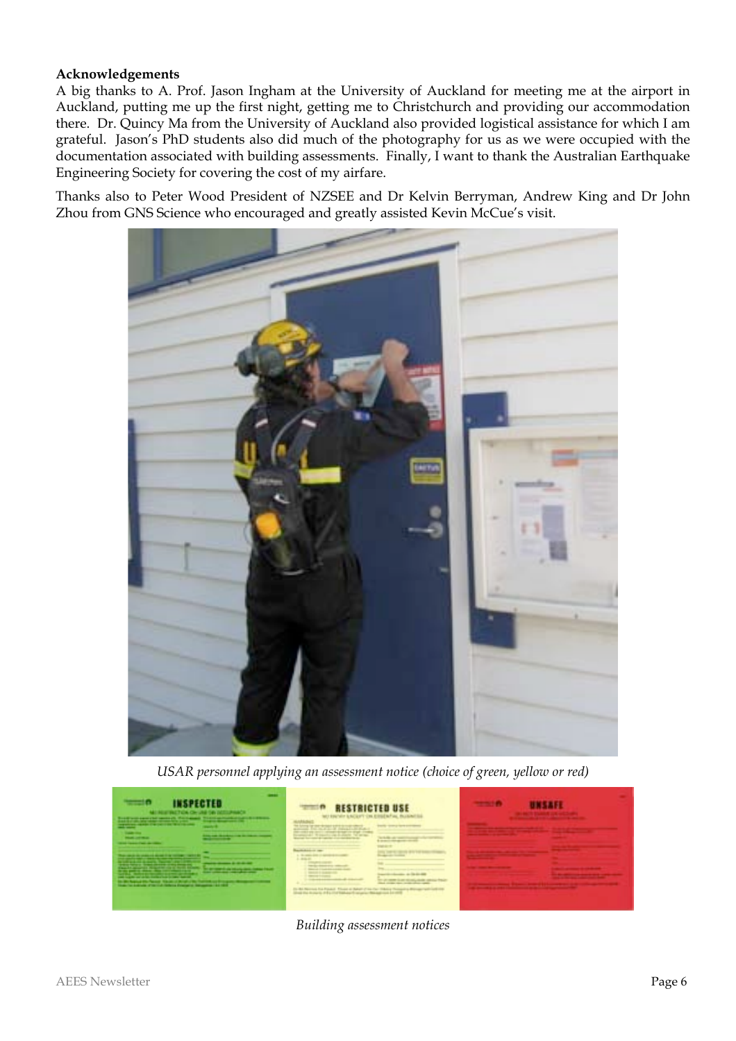**Acknowledgements**

A big thanks to A. Prof. Jason Ingham at the University of Auckland for meeting me at the airport in Auckland, putting me up the first night, getting me to Christchurch and providing our accommodation there. Dr. Quincy Ma from the University of Auckland also provided logistical assistance for which I am grateful. Jason's PhD students also did much of the photography for us as we were occupied with the documentation associated with building assessments. Finally, I want to thank the Australian Earthquake Engineering Society for covering the cost of my airfare.

Thanks also to Peter Wood President of NZSEE and Dr Kelvin Berryman, Andrew King and Dr John Zhou from GNS Science who encouraged and greatly assisted Kevin McCue's visit.

*USAR personnel applying an assessment notice (choice of green, yellow or red)*

*Building assessment notices*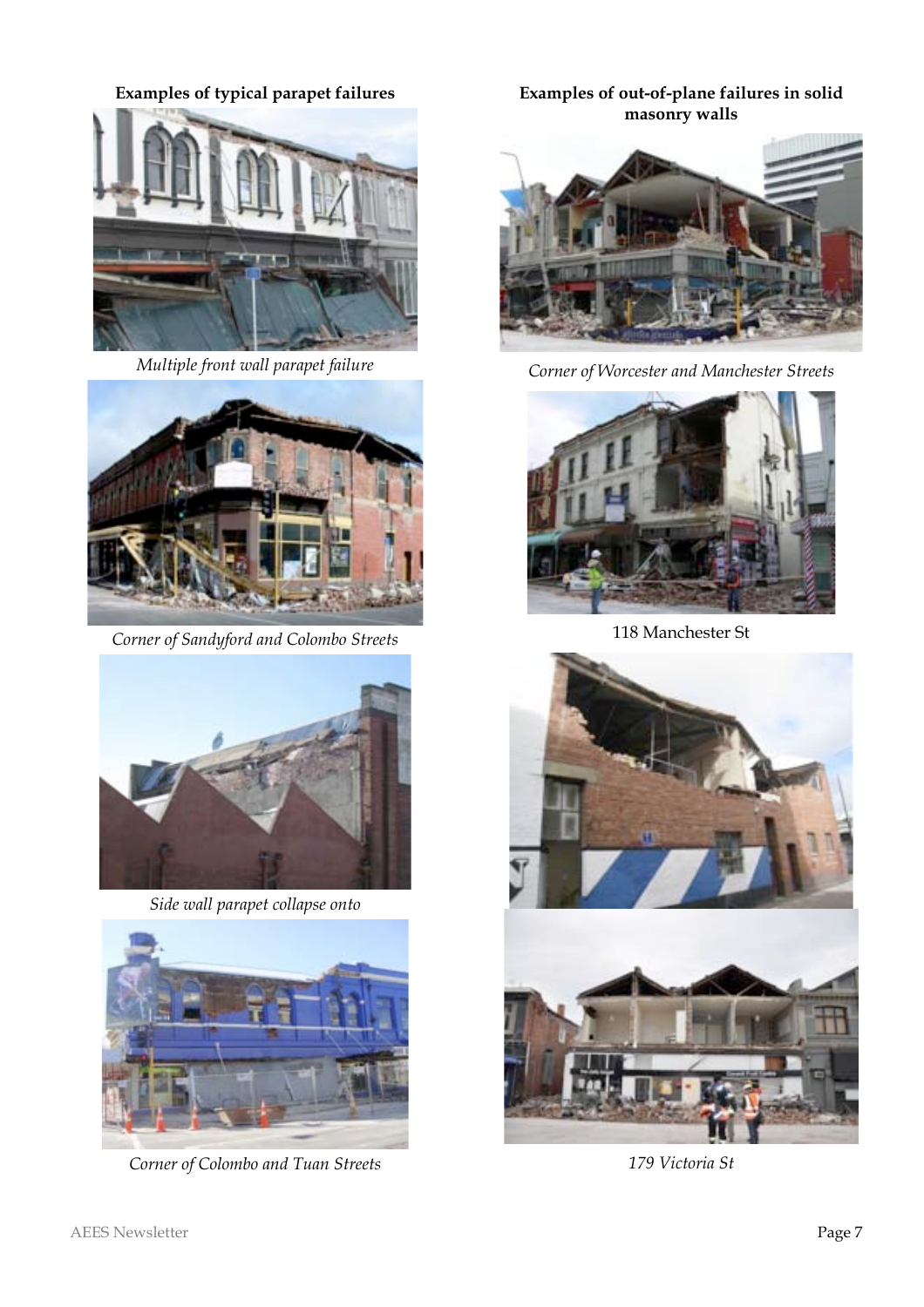**Examples of typical parapet failures**

*Multiple front wall parapet failure*

*Corner of Sandyford and Colombo Streets*

*Side wall parapet collapse onto*

*Corner of Colombo and Tuan Streets*

**Examples of out-of-plane failures in solid masonry walls**

*Corner of Worcester and Manchester Streets*

118 Manchester St

*179 Victoria St*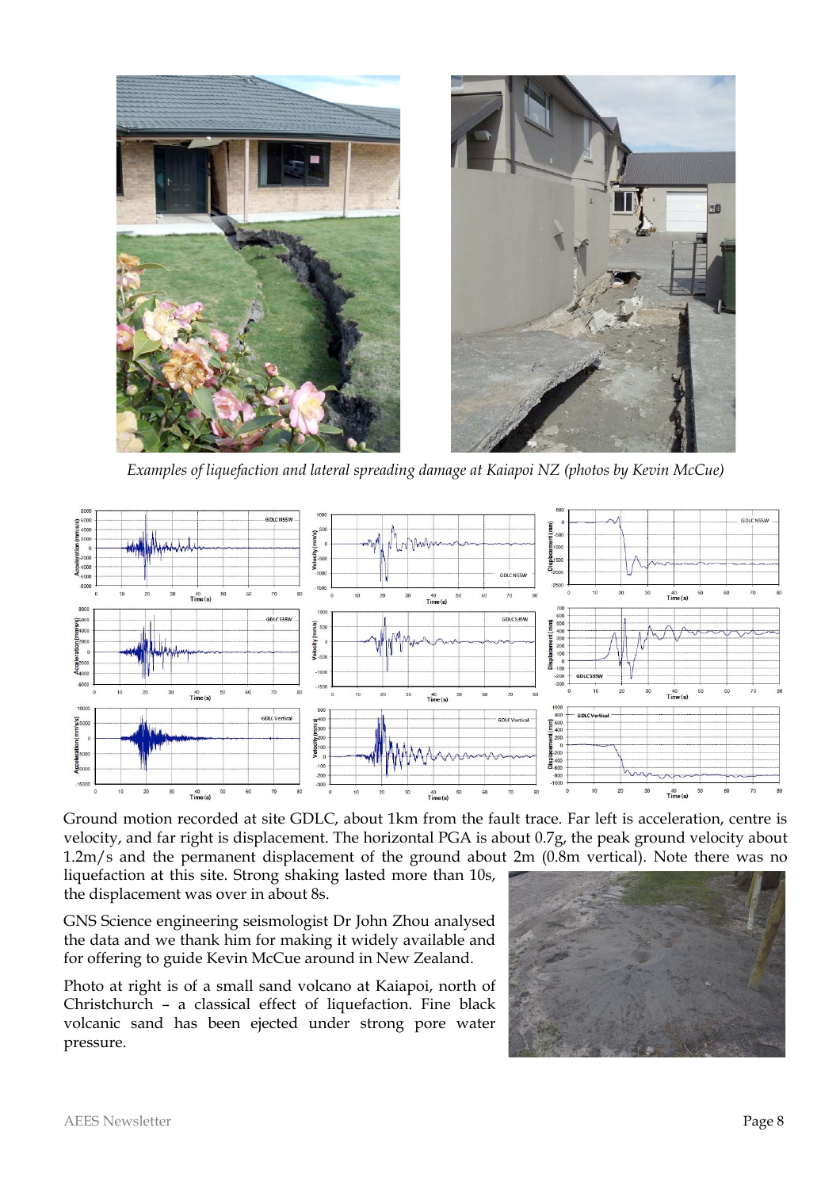*Examples of liquefaction and lateral spreading damage at Kaiapoi NZ (photos by Kevin McCue)*

Ground motion recorded at site GDLC, about 1km from the fault trace. Far left is acceleration, centre is velocity, and far right is displacement. The horizontal PGA is about 0.7g, the peak ground velocity about 1.2m/s and the permanent displacement of the ground about 2m (0.8m vertical). Note there was no liquefaction at this site. Strong shaking lasted more than 10s, the displacement was over in about 8s.

GNS Science engineering seismologist Dr John Zhou analysed the data and we thank him for making it widely available and for offering to guide Kevin McCue around in New Zealand.

Photo at right is of a small sand volcano at Kaiapoi, north of Christchurch – a classical effect of liquefaction. Fine black volcanic sand has been ejected under strong pore water pressure.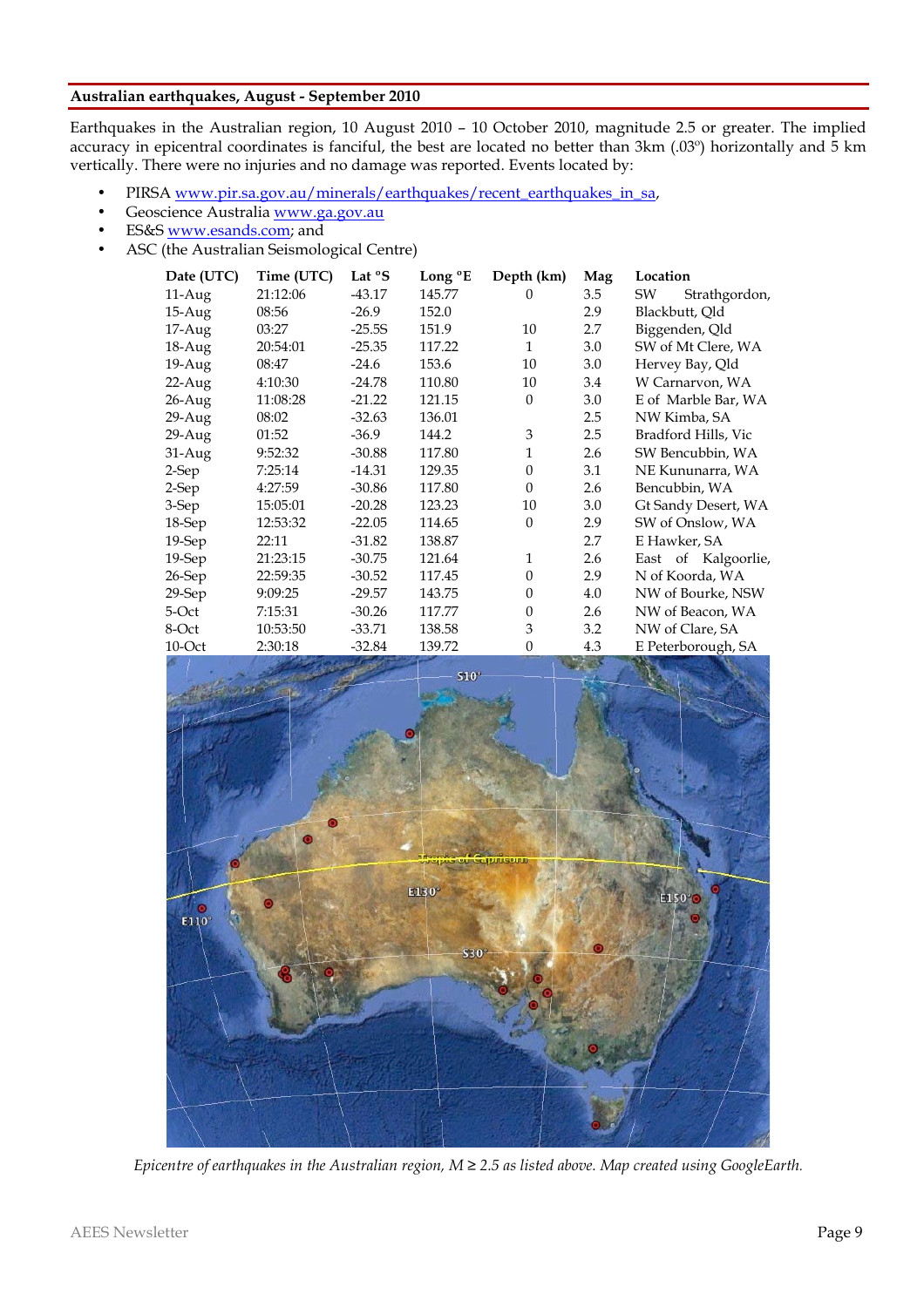## Australian earthquakes, August - September 2010

Earthquakes in the Australian region, 10 August 2010 – 10 October 2010, magnitude 2.5 or greater. The implied accuracy in epicentral coordinates is fanciful, the best are located no better than 3km (.03º) horizontally and 5 km vertically. There were no injuries and no damage was reported. Events located by:

- PIRSA www.pir.sa.gov.au/minerals/earthquakes/recent_earthquakes_in_sa,
- Geoscience Australia www.ga.gov.au
- ES&S www.esands.com; and
- ASC (the Australian Seismological Centre)

| Date (UTC) | Time (UTC) | Lat °S | Long °E | Depth (km) | Mag | Location |
|---|---|---|---|---|---|---|
| 11-Aug | 21:12:06 | -43.17 | 145.77 | 0 | 3.5 | SW Strathgordon, |
| 15-Aug | 08:56 | -26.9 | 152.0 | | 2.9 | Blackbutt, Qld |
| 17-Aug | 03:27 | -25.5S | 151.9 | 10 | 2.7 | Biggenden, Qld |
| 18-Aug | 20:54:01 | -25.35 | 117.22 | 1 | 3.0 | SW of Mt Clere, WA |
| 19-Aug | 08:47 | -24.6 | 153.6 | 10 | 3.0 | Hervey Bay, Qld |
| 22-Aug | 4:10:30 | -24.78 | 110.80 | 10 | 3.4 | W Carnarvon, WA |
| 26-Aug | 11:08:28 | -21.22 | 121.15 | 0 | 3.0 | E of Marble Bar, WA |
| 29-Aug | 08:02 | -32.63 | 136.01 | | 2.5 | NW Kimba, SA |
| 29-Aug | 01:52 | -36.9 | 144.2 | 3 | 2.5 | Bradford Hills, Vic |
| 31-Aug | 9:52:32 | -30.88 | 117.80 | 1 | 2.6 | SW Bencubbin, WA |
| 2-Sep | 7:25:14 | -14.31 | 129.35 | 0 | 3.1 | NE Kununarra, WA |
| 2-Sep | 4:27:59 | -30.86 | 117.80 | 0 | 2.6 | Bencubbin, WA |
| 3-Sep | 15:05:01 | -20.28 | 123.23 | 10 | 3.0 | Gt Sandy Desert, WA |
| 18-Sep | 12:53:32 | -22.05 | 114.65 | 0 | 2.9 | SW of Onslow, WA |
| 19-Sep | 22:11 | -31.82 | 138.87 | | 2.7 | E Hawker, SA |
| 19-Sep | 21:23:15 | -30.75 | 121.64 | 1 | 2.6 | East of Kalgoorlie, |
| 26-Sep | 22:59:35 | -30.52 | 117.45 | 0 | 2.9 | N of Koorda, WA |
| 29-Sep | 9:09:25 | -29.57 | 143.75 | 0 | 4.0 | NW of Bourke, NSW |
| 5-Oct | 7:15:31 | -30.26 | 117.77 | 0 | 2.6 | NW of Beacon, WA |
| 8-Oct | 10:53:50 | -33.71 | 138.58 | 3 | 3.2 | NW of Clare, SA |
| 10-Oct | 2:30:18 | -32.84 | 139.72 | 0 | 4.3 | E Peterborough, SA |

*Epicentre of earthquakes in the Australian region, M ≥ 2.5 as listed above. Map created using GoogleEarth.*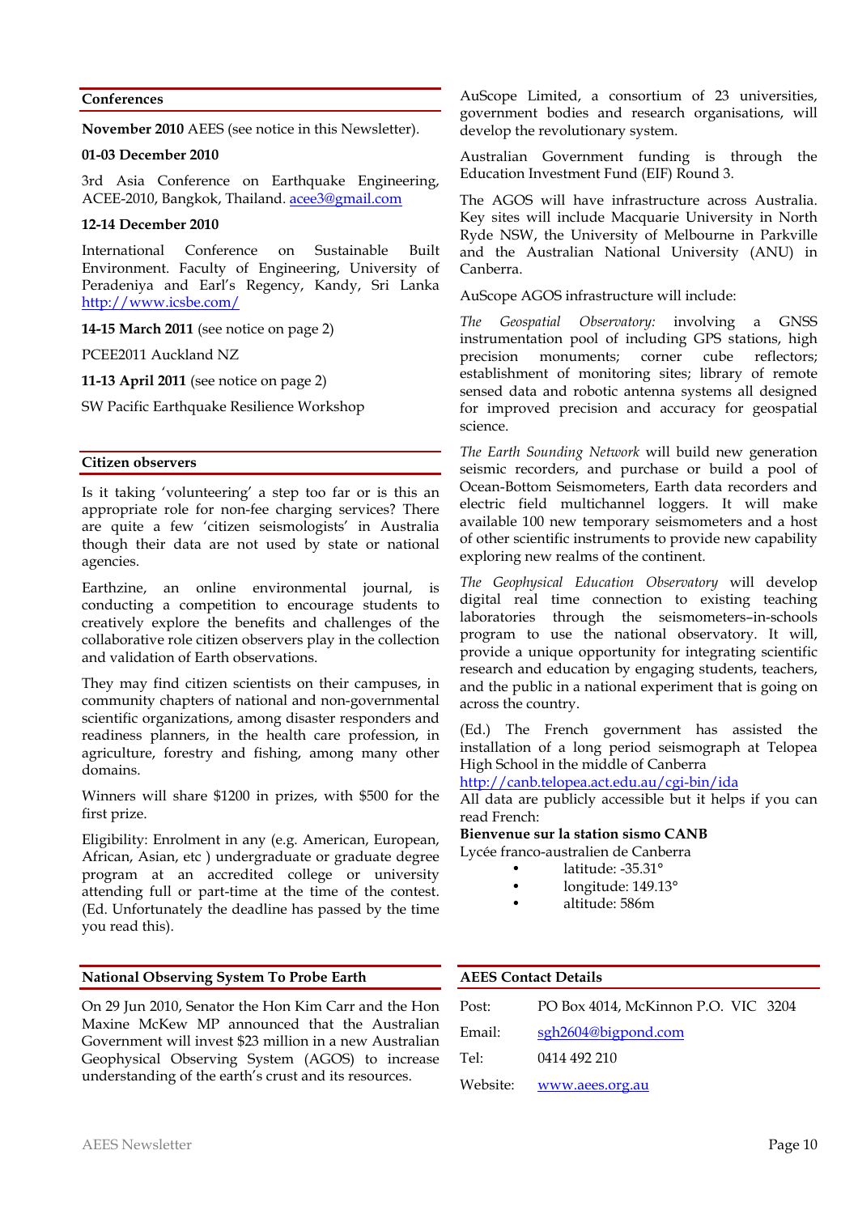## Conferences

**November 2010** AEES (see notice in this Newsletter).

**01-03 December 2010**

3rd Asia Conference on Earthquake Engineering, ACEE-2010, Bangkok, Thailand. acee3@gmail.com

**12-14 December 2010**

International Conference on Sustainable Built Environment. Faculty of Engineering, University of Peradeniya and Earl's Regency, Kandy, Sri Lanka http://www.icsbe.com/

**14-15 March 2011** (see notice on page 2)

PCEE2011 Auckland NZ

**11-13 April 2011** (see notice on page 2)

SW Pacific Earthquake Resilience Workshop

## Citizen observers

Is it taking 'volunteering' a step too far or is this an appropriate role for non-fee charging services? There are quite a few 'citizen seismologists' in Australia though their data are not used by state or national agencies.

Earthzine, an online environmental journal, is conducting a competition to encourage students to creatively explore the benefits and challenges of the collaborative role citizen observers play in the collection and validation of Earth observations.

They may find citizen scientists on their campuses, in community chapters of national and non-governmental scientific organizations, among disaster responders and readiness planners, in the health care profession, in agriculture, forestry and fishing, among many other domains.

Winners will share $1200 in prizes, with $500 for the first prize.

Eligibility: Enrolment in any (e.g. American, European, African, Asian, etc ) undergraduate or graduate degree program at an accredited college or university attending full or part-time at the time of the contest. (Ed. Unfortunately the deadline has passed by the time you read this).

## National Observing System To Probe Earth

On 29 Jun 2010, Senator the Hon Kim Carr and the Hon Maxine McKew MP announced that the Australian Government will invest $23 million in a new Australian Geophysical Observing System (AGOS) to increase understanding of the earth's crust and its resources.

AuScope Limited, a consortium of 23 universities, government bodies and research organisations, will develop the revolutionary system.

Australian Government funding is through the Education Investment Fund (EIF) Round 3.

The AGOS will have infrastructure across Australia. Key sites will include Macquarie University in North Ryde NSW, the University of Melbourne in Parkville and the Australian National University (ANU) in Canberra.

AuScope AGOS infrastructure will include:

*The Geospatial Observatory:* involving a GNSS instrumentation pool of including GPS stations, high precision monuments; corner cube reflectors; establishment of monitoring sites; library of remote sensed data and robotic antenna systems all designed for improved precision and accuracy for geospatial science.

*The Earth Sounding Network* will build new generation seismic recorders, and purchase or build a pool of Ocean-Bottom Seismometers, Earth data recorders and electric field multichannel loggers. It will make available 100 new temporary seismometers and a host of other scientific instruments to provide new capability exploring new realms of the continent.

*The Geophysical Education Observatory* will develop digital real time connection to existing teaching laboratories through the seismometers–in-schools program to use the national observatory. It will, provide a unique opportunity for integrating scientific research and education by engaging students, teachers, and the public in a national experiment that is going on across the country.

(Ed.) The French government has assisted the installation of a long period seismograph at Telopea High School in the middle of Canberra http://canb.telopea.act.edu.au/cgi-bin/ida
All data are publicly accessible but it helps if you can read French:

**Bienvenue sur la station sismo CANB**
Lycée franco-australien de Canberra

- latitude: -35.31°
- longitude: 149.13°
- altitude: 586m

## AEES Contact Details

| | |
|---|---|
| Post: | PO Box 4014, McKinnon P.O. VIC 3204 |
| Email: | sgh2604@bigpond.com |
| Tel: | 0414 492 210 |
| Website: | www.aees.org.au |